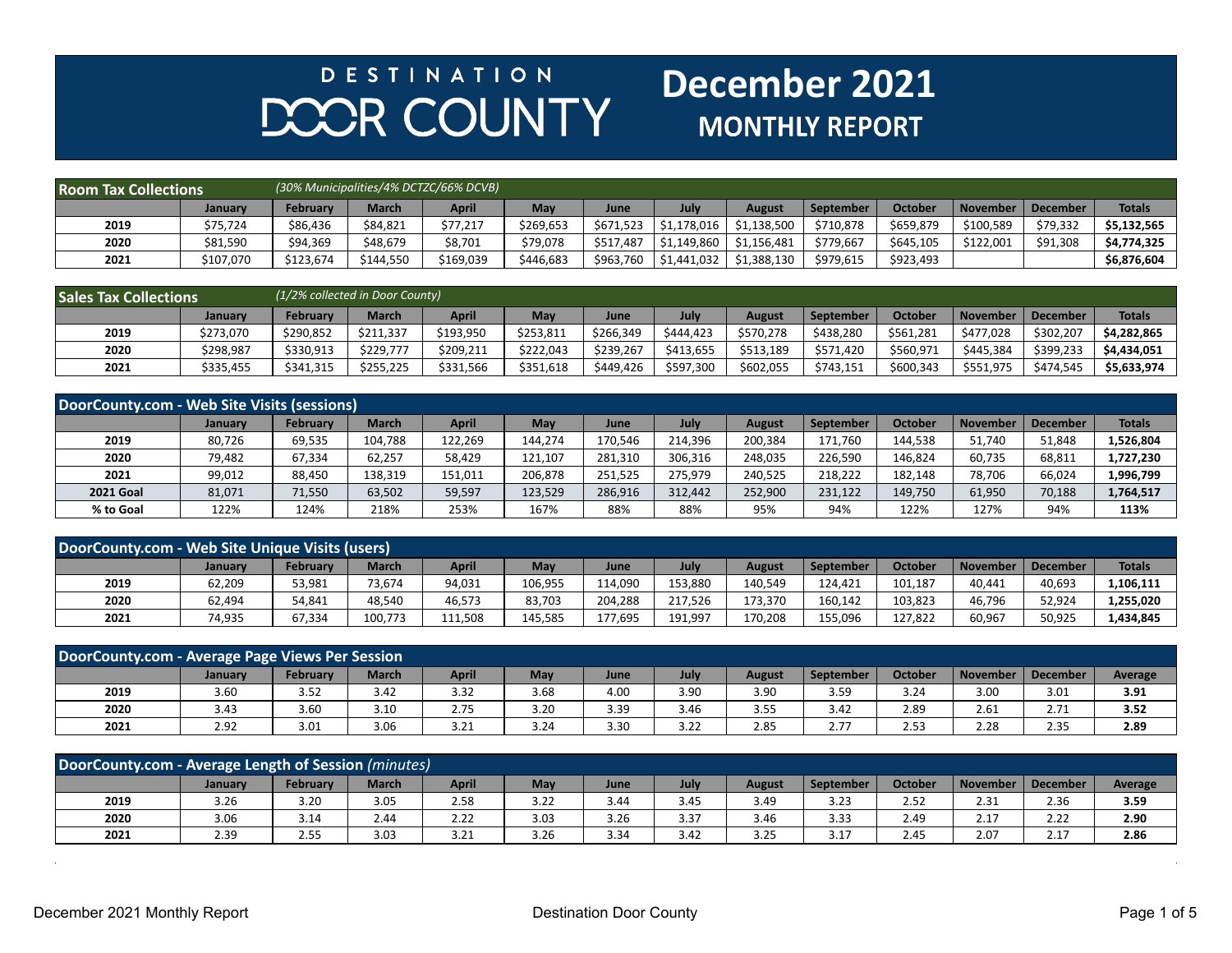# DESTINATION DOOR COUNTY

# December 2021 MONTHLY REPORT

## Room Tax Collections

*(30% Municipalities/4% DCTZC/66% DCVB)*

| | January | February | March | April | May | June | July | August | September | October | November | December | Totals |
|---|---|---|---|---|---|---|---|---|---|---|---|---|---|
| 2019 | $75,724 | $86,436 | $84,821 | $77,217 | $269,653 | $671,523 | $1,178,016 | $1,138,500 | $710,878 | $659,879 | $100,589 | $79,332 | **$5,132,565** |
| 2020 | $81,590 | $94,369 | $48,679 | $8,701 | $79,078 | $517,487 | $1,149,860 | $1,156,481 | $779,667 | $645,105 | $122,001 | $91,308 | **$4,774,325** |
| 2021 | $107,070 | $123,674 | $144,550 | $169,039 | $446,683 | $963,760 | $1,441,032 | $1,388,130 | $979,615 | $923,493 | | | **$6,876,604** |

## Sales Tax Collections

*(1/2% collected in Door County)*

| | January | February | March | April | May | June | July | August | September | October | November | December | Totals |
|---|---|---|---|---|---|---|---|---|---|---|---|---|---|
| 2019 | $273,070 | $290,852 | $211,337 | $193,950 | $253,811 | $266,349 | $444,423 | $570,278 | $438,280 | $561,281 | $477,028 | $302,207 | **$4,282,865** |
| 2020 | $298,987 | $330,913 | $229,777 | $209,211 | $222,043 | $239,267 | $413,655 | $513,189 | $571,420 | $560,971 | $445,384 | $399,233 | **$4,434,051** |
| 2021 | $335,455 | $341,315 | $255,225 | $331,566 | $351,618 | $449,426 | $597,300 | $602,055 | $743,151 | $600,343 | $551,975 | $474,545 | **$5,633,974** |

## DoorCounty.com - Web Site Visits (sessions)

| | January | February | March | April | May | June | July | August | September | October | November | December | Totals |
|---|---|---|---|---|---|---|---|---|---|---|---|---|---|
| 2019 | 80,726 | 69,535 | 104,788 | 122,269 | 144,274 | 170,546 | 214,396 | 200,384 | 171,760 | 144,538 | 51,740 | 51,848 | **1,526,804** |
| 2020 | 79,482 | 67,334 | 62,257 | 58,429 | 121,107 | 281,310 | 306,316 | 248,035 | 226,590 | 146,824 | 60,735 | 68,811 | **1,727,230** |
| 2021 | 99,012 | 88,450 | 138,319 | 151,011 | 206,878 | 251,525 | 275,979 | 240,525 | 218,222 | 182,148 | 78,706 | 66,024 | **1,996,799** |
| **2021 Goal** | 81,071 | 71,550 | 63,502 | 59,597 | 123,529 | 286,916 | 312,442 | 252,900 | 231,122 | 149,750 | 61,950 | 70,188 | **1,764,517** |
| **% to Goal** | 122% | 124% | 218% | 253% | 167% | 88% | 88% | 95% | 94% | 122% | 127% | 94% | **113%** |

## DoorCounty.com - Web Site Unique Visits (users)

| | January | February | March | April | May | June | July | August | September | October | November | December | Totals |
|---|---|---|---|---|---|---|---|---|---|---|---|---|---|
| 2019 | 62,209 | 53,981 | 73,674 | 94,031 | 106,955 | 114,090 | 153,880 | 140,549 | 124,421 | 101,187 | 40,441 | 40,693 | **1,106,111** |
| 2020 | 62,494 | 54,841 | 48,540 | 46,573 | 83,703 | 204,288 | 217,526 | 173,370 | 160,142 | 103,823 | 46,796 | 52,924 | **1,255,020** |
| 2021 | 74,935 | 67,334 | 100,773 | 111,508 | 145,585 | 177,695 | 191,997 | 170,208 | 155,096 | 127,822 | 60,967 | 50,925 | **1,434,845** |

## DoorCounty.com - Average Page Views Per Session

| | January | February | March | April | May | June | July | August | September | October | November | December | Average |
|---|---|---|---|---|---|---|---|---|---|---|---|---|---|
| 2019 | 3.60 | 3.52 | 3.42 | 3.32 | 3.68 | 4.00 | 3.90 | 3.90 | 3.59 | 3.24 | 3.00 | 3.01 | **3.91** |
| 2020 | 3.43 | 3.60 | 3.10 | 2.75 | 3.20 | 3.39 | 3.46 | 3.55 | 3.42 | 2.89 | 2.61 | 2.71 | **3.52** |
| 2021 | 2.92 | 3.01 | 3.06 | 3.21 | 3.24 | 3.30 | 3.22 | 2.85 | 2.77 | 2.53 | 2.28 | 2.35 | **2.89** |

## DoorCounty.com - Average Length of Session *(minutes)*

| | January | February | March | April | May | June | July | August | September | October | November | December | Average |
|---|---|---|---|---|---|---|---|---|---|---|---|---|---|
| 2019 | 3.26 | 3.20 | 3.05 | 2.58 | 3.22 | 3.44 | 3.45 | 3.49 | 3.23 | 2.52 | 2.31 | 2.36 | **3.59** |
| 2020 | 3.06 | 3.14 | 2.44 | 2.22 | 3.03 | 3.26 | 3.37 | 3.46 | 3.33 | 2.49 | 2.17 | 2.22 | **2.90** |
| 2021 | 2.39 | 2.55 | 3.03 | 3.21 | 3.26 | 3.34 | 3.42 | 3.25 | 3.17 | 2.45 | 2.07 | 2.17 | **2.86** |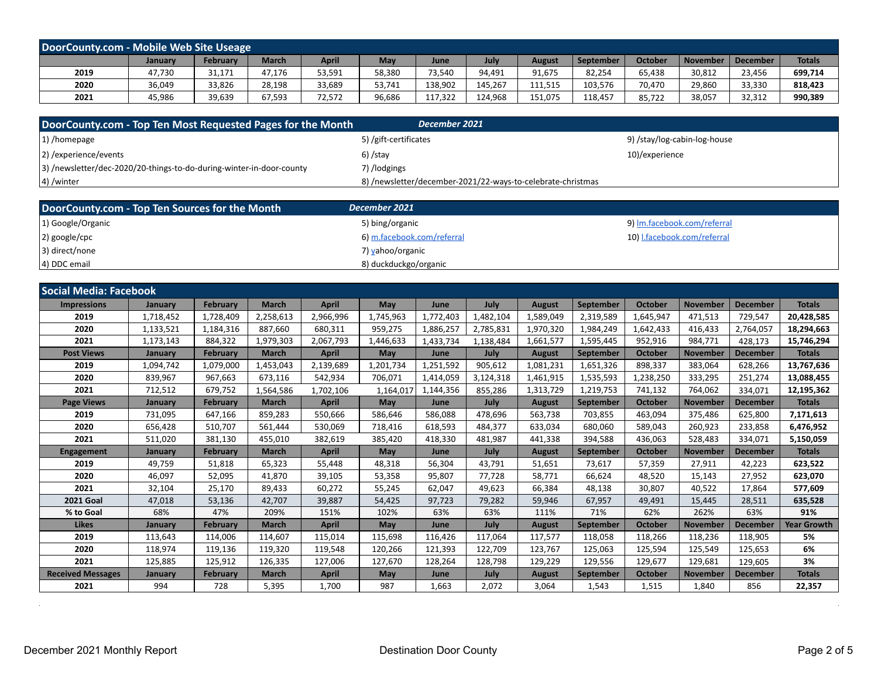## DoorCounty.com - Mobile Web Site Useage

| | January | February | March | April | May | June | July | August | September | October | November | December | Totals |
|---|---|---|---|---|---|---|---|---|---|---|---|---|---|
| 2019 | 47,730 | 31,171 | 47,176 | 53,591 | 58,380 | 73,540 | 94,491 | 91,675 | 82,254 | 65,438 | 30,812 | 23,456 | **699,714** |
| 2020 | 36,049 | 33,826 | 28,198 | 33,689 | 53,741 | 138,902 | 145,267 | 111,515 | 103,576 | 70,470 | 29,860 | 33,330 | **818,423** |
| 2021 | 45,986 | 39,639 | 67,593 | 72,572 | 96,686 | 117,322 | 124,968 | 151,075 | 118,457 | 85,722 | 38,057 | 32,312 | **990,389** |

## DoorCounty.com - Top Ten Most Requested Pages for the Month — *December 2021*

1) /homepage
2) /experience/events
3) /newsletter/dec-2020/20-things-to-do-during-winter-in-door-county
4) /winter
5) /gift-certificates
6) /stay
7) /lodgings
8) /newsletter/december-2021/22-ways-to-celebrate-christmas
9) /stay/log-cabin-log-house
10) /experience

## DoorCounty.com - Top Ten Sources for the Month — *December 2021*

1) Google/Organic
2) google/cpc
3) direct/none
4) DDC email
5) bing/organic
6) m.facebook.com/referral
7) yahoo/organic
8) duckduckgo/organic
9) lm.facebook.com/referral
10) l.facebook.com/referral

## Social Media: Facebook

| Impressions | January | February | March | April | May | June | July | August | September | October | November | December | Totals |
|---|---|---|---|---|---|---|---|---|---|---|---|---|---|
| 2019 | 1,718,452 | 1,728,409 | 2,258,613 | 2,966,996 | 1,745,963 | 1,772,403 | 1,482,104 | 1,589,049 | 2,319,589 | 1,645,947 | 471,513 | 729,547 | **20,428,585** |
| 2020 | 1,133,521 | 1,184,316 | 887,660 | 680,311 | 959,275 | 1,886,257 | 2,785,831 | 1,970,320 | 1,984,249 | 1,642,433 | 416,433 | 2,764,057 | **18,294,663** |
| 2021 | 1,173,143 | 884,322 | 1,979,303 | 2,067,793 | 1,446,633 | 1,433,734 | 1,138,484 | 1,661,577 | 1,595,445 | 952,916 | 984,771 | 428,173 | **15,746,294** |
| **Post Views** | **January** | **February** | **March** | **April** | **May** | **June** | **July** | **August** | **September** | **October** | **November** | **December** | **Totals** |
| 2019 | 1,094,742 | 1,079,000 | 1,453,043 | 2,139,689 | 1,201,734 | 1,251,592 | 905,612 | 1,081,231 | 1,651,326 | 898,337 | 383,064 | 628,266 | **13,767,636** |
| 2020 | 839,967 | 967,663 | 673,116 | 542,934 | 706,071 | 1,414,059 | 3,124,318 | 1,461,915 | 1,535,593 | 1,238,250 | 333,295 | 251,274 | **13,088,455** |
| 2021 | 712,512 | 679,752 | 1,564,586 | 1,702,106 | 1,164,017 | 1,144,356 | 855,286 | 1,313,729 | 1,219,753 | 741,132 | 764,062 | 334,071 | **12,195,362** |
| **Page Views** | **January** | **February** | **March** | **April** | **May** | **June** | **July** | **August** | **September** | **October** | **November** | **December** | **Totals** |
| 2019 | 731,095 | 647,166 | 859,283 | 550,666 | 586,646 | 586,088 | 478,696 | 563,738 | 703,855 | 463,094 | 375,486 | 625,800 | **7,171,613** |
| 2020 | 656,428 | 510,707 | 561,444 | 530,069 | 718,416 | 618,593 | 484,377 | 633,034 | 680,060 | 589,043 | 260,923 | 233,858 | **6,476,952** |
| 2021 | 511,020 | 381,130 | 455,010 | 382,619 | 385,420 | 418,330 | 481,987 | 441,338 | 394,588 | 436,063 | 528,483 | 334,071 | **5,150,059** |
| **Engagement** | **January** | **February** | **March** | **April** | **May** | **June** | **July** | **August** | **September** | **October** | **November** | **December** | **Totals** |
| 2019 | 49,759 | 51,818 | 65,323 | 55,448 | 48,318 | 56,304 | 43,791 | 51,651 | 73,617 | 57,359 | 27,911 | 42,223 | **623,522** |
| 2020 | 46,097 | 52,095 | 41,870 | 39,105 | 53,358 | 95,807 | 77,728 | 58,771 | 66,624 | 48,520 | 15,143 | 27,952 | **623,070** |
| 2021 | 32,104 | 25,170 | 89,433 | 60,272 | 55,245 | 62,047 | 49,623 | 66,384 | 48,138 | 30,807 | 40,522 | 17,864 | **577,609** |
| **2021 Goal** | 47,018 | 53,136 | 42,707 | 39,887 | 54,425 | 97,723 | 79,282 | 59,946 | 67,957 | 49,491 | 15,445 | 28,511 | **635,528** |
| **% to Goal** | 68% | 47% | 209% | 151% | 102% | 63% | 63% | 111% | 71% | 62% | 262% | 63% | **91%** |
| **Likes** | **January** | **February** | **March** | **April** | **May** | **June** | **July** | **August** | **September** | **October** | **November** | **December** | **Year Growth** |
| 2019 | 113,643 | 114,006 | 114,607 | 115,014 | 115,698 | 116,426 | 117,064 | 117,577 | 118,058 | 118,266 | 118,236 | 118,905 | **5%** |
| 2020 | 118,974 | 119,136 | 119,320 | 119,548 | 120,266 | 121,393 | 122,709 | 123,767 | 125,063 | 125,594 | 125,549 | 125,653 | **6%** |
| 2021 | 125,885 | 125,912 | 126,335 | 127,006 | 127,670 | 128,264 | 128,798 | 129,229 | 129,556 | 129,677 | 129,681 | 129,605 | **3%** |
| **Received Messages** | **January** | **February** | **March** | **April** | **May** | **June** | **July** | **August** | **September** | **October** | **November** | **December** | **Totals** |
| 2021 | 994 | 728 | 5,395 | 1,700 | 987 | 1,663 | 2,072 | 3,064 | 1,543 | 1,515 | 1,840 | 856 | **22,357** |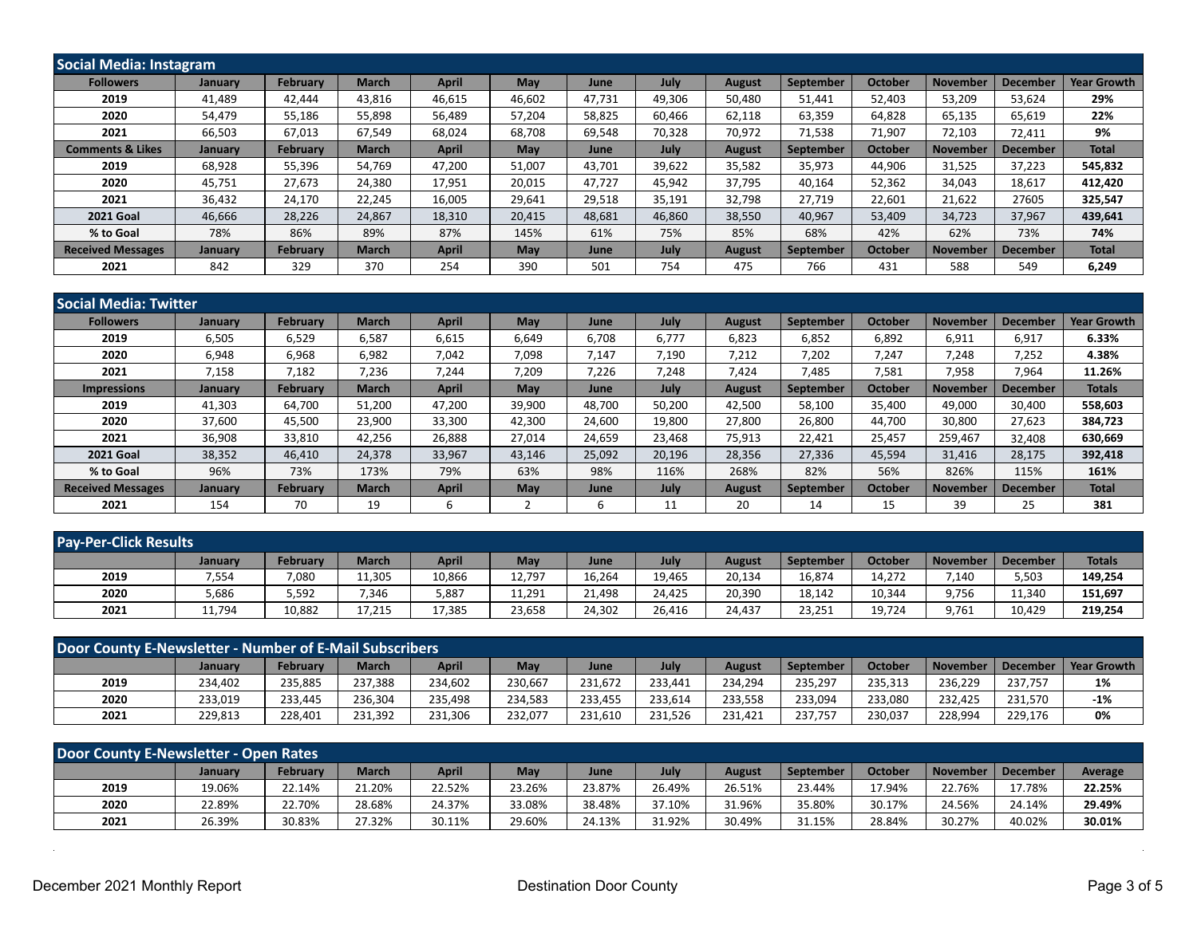## Social Media: Instagram

| Followers | January | February | March | April | May | June | July | August | September | October | November | December | Year Growth |
|---|---|---|---|---|---|---|---|---|---|---|---|---|---|
| 2019 | 41,489 | 42,444 | 43,816 | 46,615 | 46,602 | 47,731 | 49,306 | 50,480 | 51,441 | 52,403 | 53,209 | 53,624 | 29% |
| 2020 | 54,479 | 55,186 | 55,898 | 56,489 | 57,204 | 58,825 | 60,466 | 62,118 | 63,359 | 64,828 | 65,135 | 65,619 | 22% |
| 2021 | 66,503 | 67,013 | 67,549 | 68,024 | 68,708 | 69,548 | 70,328 | 70,972 | 71,538 | 71,907 | 72,103 | 72,411 | 9% |
| **Comments & Likes** | **January** | **February** | **March** | **April** | **May** | **June** | **July** | **August** | **September** | **October** | **November** | **December** | **Total** |
| 2019 | 68,928 | 55,396 | 54,769 | 47,200 | 51,007 | 43,701 | 39,622 | 35,582 | 35,973 | 44,906 | 31,525 | 37,223 | 545,832 |
| 2020 | 45,751 | 27,673 | 24,380 | 17,951 | 20,015 | 47,727 | 45,942 | 37,795 | 40,164 | 52,362 | 34,043 | 18,617 | 412,420 |
| 2021 | 36,432 | 24,170 | 22,245 | 16,005 | 29,641 | 29,518 | 35,191 | 32,798 | 27,719 | 22,601 | 21,622 | 27605 | 325,547 |
| 2021 Goal | 46,666 | 28,226 | 24,867 | 18,310 | 20,415 | 48,681 | 46,860 | 38,550 | 40,967 | 53,409 | 34,723 | 37,967 | 439,641 |
| % to Goal | 78% | 86% | 89% | 87% | 145% | 61% | 75% | 85% | 68% | 42% | 62% | 73% | 74% |
| **Received Messages** | **January** | **February** | **March** | **April** | **May** | **June** | **July** | **August** | **September** | **October** | **November** | **December** | **Total** |
| 2021 | 842 | 329 | 370 | 254 | 390 | 501 | 754 | 475 | 766 | 431 | 588 | 549 | 6,249 |

## Social Media: Twitter

| Followers | January | February | March | April | May | June | July | August | September | October | November | December | Year Growth |
|---|---|---|---|---|---|---|---|---|---|---|---|---|---|
| 2019 | 6,505 | 6,529 | 6,587 | 6,615 | 6,649 | 6,708 | 6,777 | 6,823 | 6,852 | 6,892 | 6,911 | 6,917 | 6.33% |
| 2020 | 6,948 | 6,968 | 6,982 | 7,042 | 7,098 | 7,147 | 7,190 | 7,212 | 7,202 | 7,247 | 7,248 | 7,252 | 4.38% |
| 2021 | 7,158 | 7,182 | 7,236 | 7,244 | 7,209 | 7,226 | 7,248 | 7,424 | 7,485 | 7,581 | 7,958 | 7,964 | 11.26% |
| **Impressions** | **January** | **February** | **March** | **April** | **May** | **June** | **July** | **August** | **September** | **October** | **November** | **December** | **Totals** |
| 2019 | 41,303 | 64,700 | 51,200 | 47,200 | 39,900 | 48,700 | 50,200 | 42,500 | 58,100 | 35,400 | 49,000 | 30,400 | 558,603 |
| 2020 | 37,600 | 45,500 | 23,900 | 33,300 | 42,300 | 24,600 | 19,800 | 27,800 | 26,800 | 44,700 | 30,800 | 27,623 | 384,723 |
| 2021 | 36,908 | 33,810 | 42,256 | 26,888 | 27,014 | 24,659 | 23,468 | 75,913 | 22,421 | 25,457 | 259,467 | 32,408 | 630,669 |
| 2021 Goal | 38,352 | 46,410 | 24,378 | 33,967 | 43,146 | 25,092 | 20,196 | 28,356 | 27,336 | 45,594 | 31,416 | 28,175 | 392,418 |
| % to Goal | 96% | 73% | 173% | 79% | 63% | 98% | 116% | 268% | 82% | 56% | 826% | 115% | 161% |
| **Received Messages** | **January** | **February** | **March** | **April** | **May** | **June** | **July** | **August** | **September** | **October** | **November** | **December** | **Total** |
| 2021 | 154 | 70 | 19 | 6 | 2 | 6 | 11 | 20 | 14 | 15 | 39 | 25 | 381 |

## Pay-Per-Click Results

| | January | February | March | April | May | June | July | August | September | October | November | December | Totals |
|---|---|---|---|---|---|---|---|---|---|---|---|---|---|
| 2019 | 7,554 | 7,080 | 11,305 | 10,866 | 12,797 | 16,264 | 19,465 | 20,134 | 16,874 | 14,272 | 7,140 | 5,503 | 149,254 |
| 2020 | 5,686 | 5,592 | 7,346 | 5,887 | 11,291 | 21,498 | 24,425 | 20,390 | 18,142 | 10,344 | 9,756 | 11,340 | 151,697 |
| 2021 | 11,794 | 10,882 | 17,215 | 17,385 | 23,658 | 24,302 | 26,416 | 24,437 | 23,251 | 19,724 | 9,761 | 10,429 | 219,254 |

## Door County E-Newsletter - Number of E-Mail Subscribers

| | January | February | March | April | May | June | July | August | September | October | November | December | Year Growth |
|---|---|---|---|---|---|---|---|---|---|---|---|---|---|
| 2019 | 234,402 | 235,885 | 237,388 | 234,602 | 230,667 | 231,672 | 233,441 | 234,294 | 235,297 | 235,313 | 236,229 | 237,757 | 1% |
| 2020 | 233,019 | 233,445 | 236,304 | 235,498 | 234,583 | 233,455 | 233,614 | 233,558 | 233,094 | 233,080 | 232,425 | 231,570 | -1% |
| 2021 | 229,813 | 228,401 | 231,392 | 231,306 | 232,077 | 231,610 | 231,526 | 231,421 | 237,757 | 230,037 | 228,994 | 229,176 | 0% |

## Door County E-Newsletter - Open Rates

| | January | February | March | April | May | June | July | August | September | October | November | December | Average |
|---|---|---|---|---|---|---|---|---|---|---|---|---|---|
| 2019 | 19.06% | 22.14% | 21.20% | 22.52% | 23.26% | 23.87% | 26.49% | 26.51% | 23.44% | 17.94% | 22.76% | 17.78% | 22.25% |
| 2020 | 22.89% | 22.70% | 28.68% | 24.37% | 33.08% | 38.48% | 37.10% | 31.96% | 35.80% | 30.17% | 24.56% | 24.14% | 29.49% |
| 2021 | 26.39% | 30.83% | 27.32% | 30.11% | 29.60% | 24.13% | 31.92% | 30.49% | 31.15% | 28.84% | 30.27% | 40.02% | 30.01% |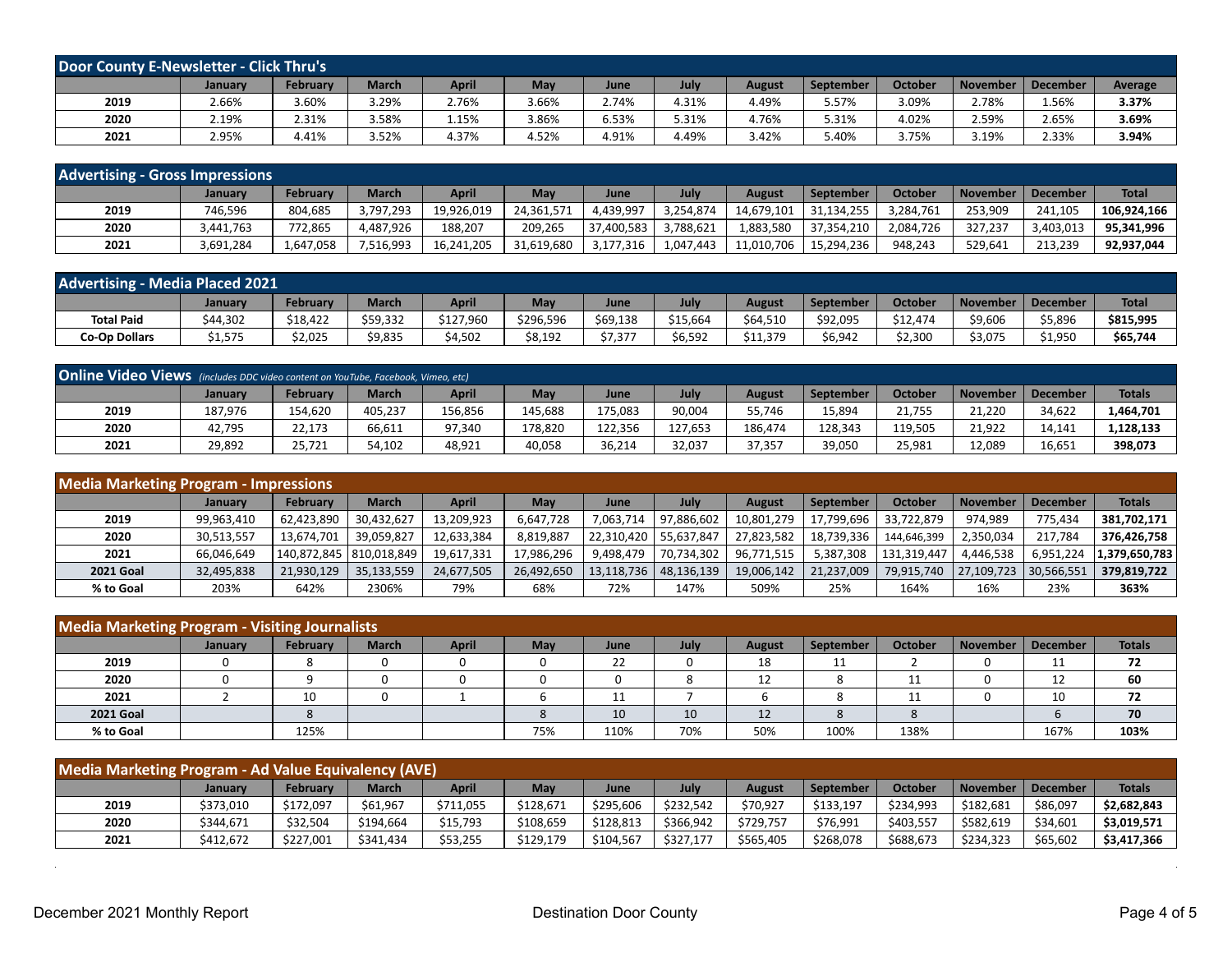## Door County E-Newsletter - Click Thru's

| | January | February | March | April | May | June | July | August | September | October | November | December | Average |
|---|---|---|---|---|---|---|---|---|---|---|---|---|---|
| 2019 | 2.66% | 3.60% | 3.29% | 2.76% | 3.66% | 2.74% | 4.31% | 4.49% | 5.57% | 3.09% | 2.78% | 1.56% | **3.37%** |
| 2020 | 2.19% | 2.31% | 3.58% | 1.15% | 3.86% | 6.53% | 5.31% | 4.76% | 5.31% | 4.02% | 2.59% | 2.65% | **3.69%** |
| 2021 | 2.95% | 4.41% | 3.52% | 4.37% | 4.52% | 4.91% | 4.49% | 3.42% | 5.40% | 3.75% | 3.19% | 2.33% | **3.94%** |

## Advertising - Gross Impressions

| | January | February | March | April | May | June | July | August | September | October | November | December | Total |
|---|---|---|---|---|---|---|---|---|---|---|---|---|---|
| 2019 | 746,596 | 804,685 | 3,797,293 | 19,926,019 | 24,361,571 | 4,439,997 | 3,254,874 | 14,679,101 | 31,134,255 | 3,284,761 | 253,909 | 241,105 | **106,924,166** |
| 2020 | 3,441,763 | 772,865 | 4,487,926 | 188,207 | 209,265 | 37,400,583 | 3,788,621 | 1,883,580 | 37,354,210 | 2,084,726 | 327,237 | 3,403,013 | **95,341,996** |
| 2021 | 3,691,284 | 1,647,058 | 7,516,993 | 16,241,205 | 31,619,680 | 3,177,316 | 1,047,443 | 11,010,706 | 15,294,236 | 948,243 | 529,641 | 213,239 | **92,937,044** |

## Advertising - Media Placed 2021

| | January | February | March | April | May | June | July | August | September | October | November | December | Total |
|---|---|---|---|---|---|---|---|---|---|---|---|---|---|
| **Total Paid** | $44,302 | $18,422 | $59,332 | $127,960 | $296,596 | $69,138 | $15,664 | $64,510 | $92,095 | $12,474 | $9,606 | $5,896 | **$815,995** |
| **Co-Op Dollars** | $1,575 | $2,025 | $9,835 | $4,502 | $8,192 | $7,377 | $6,592 | $11,379 | $6,942 | $2,300 | $3,075 | $1,950 | **$65,744** |

## Online Video Views *(includes DDC video content on YouTube, Facebook, Vimeo, etc)*

| | January | February | March | April | May | June | July | August | September | October | November | December | Totals |
|---|---|---|---|---|---|---|---|---|---|---|---|---|---|
| 2019 | 187,976 | 154,620 | 405,237 | 156,856 | 145,688 | 175,083 | 90,004 | 55,746 | 15,894 | 21,755 | 21,220 | 34,622 | **1,464,701** |
| 2020 | 42,795 | 22,173 | 66,611 | 97,340 | 178,820 | 122,356 | 127,653 | 186,474 | 128,343 | 119,505 | 21,922 | 14,141 | **1,128,133** |
| 2021 | 29,892 | 25,721 | 54,102 | 48,921 | 40,058 | 36,214 | 32,037 | 37,357 | 39,050 | 25,981 | 12,089 | 16,651 | **398,073** |

## Media Marketing Program - Impressions

| | January | February | March | April | May | June | July | August | September | October | November | December | Totals |
|---|---|---|---|---|---|---|---|---|---|---|---|---|---|
| 2019 | 99,963,410 | 62,423,890 | 30,432,627 | 13,209,923 | 6,647,728 | 7,063,714 | 97,886,602 | 10,801,279 | 17,799,696 | 33,722,879 | 974,989 | 775,434 | **381,702,171** |
| 2020 | 30,513,557 | 13,674,701 | 39,059,827 | 12,633,384 | 8,819,887 | 22,310,420 | 55,637,847 | 27,823,582 | 18,739,336 | 144,646,399 | 2,350,034 | 217,784 | **376,426,758** |
| 2021 | 66,046,649 | 140,872,845 | 810,018,849 | 19,617,331 | 17,986,296 | 9,498,479 | 70,734,302 | 96,771,515 | 5,387,308 | 131,319,447 | 4,446,538 | 6,951,224 | **1,379,650,783** |
| **2021 Goal** | 32,495,838 | 21,930,129 | 35,133,559 | 24,677,505 | 26,492,650 | 13,118,736 | 48,136,139 | 19,006,142 | 21,237,009 | 79,915,740 | 27,109,723 | 30,566,551 | **379,819,722** |
| **% to Goal** | 203% | 642% | 2306% | 79% | 68% | 72% | 147% | 509% | 25% | 164% | 16% | 23% | **363%** |

## Media Marketing Program - Visiting Journalists

| | January | February | March | April | May | June | July | August | September | October | November | December | Totals |
|---|---|---|---|---|---|---|---|---|---|---|---|---|---|
| 2019 | 0 | 8 | 0 | 0 | 0 | 22 | 0 | 18 | 11 | 2 | 0 | 11 | **72** |
| 2020 | 0 | 9 | 0 | 0 | 0 | 0 | 8 | 12 | 8 | 11 | 0 | 12 | **60** |
| 2021 | 2 | 10 | 0 | 1 | 6 | 11 | 7 | 6 | 8 | 11 | 0 | 10 | **72** |
| **2021 Goal** | | 8 | | | 8 | 10 | 10 | 12 | 8 | 8 | | 6 | **70** |
| **% to Goal** | | 125% | | | 75% | 110% | 70% | 50% | 100% | 138% | | 167% | **103%** |

## Media Marketing Program - Ad Value Equivalency (AVE)

| | January | February | March | April | May | June | July | August | September | October | November | December | Totals |
|---|---|---|---|---|---|---|---|---|---|---|---|---|---|
| 2019 | $373,010 | $172,097 | $61,967 | $711,055 | $128,671 | $295,606 | $232,542 | $70,927 | $133,197 | $234,993 | $182,681 | $86,097 | **$2,682,843** |
| 2020 | $344,671 | $32,504 | $194,664 | $15,793 | $108,659 | $128,813 | $366,942 | $729,757 | $76,991 | $403,557 | $582,619 | $34,601 | **$3,019,571** |
| 2021 | $412,672 | $227,001 | $341,434 | $53,255 | $129,179 | $104,567 | $327,177 | $565,405 | $268,078 | $688,673 | $234,323 | $65,602 | **$3,417,366** |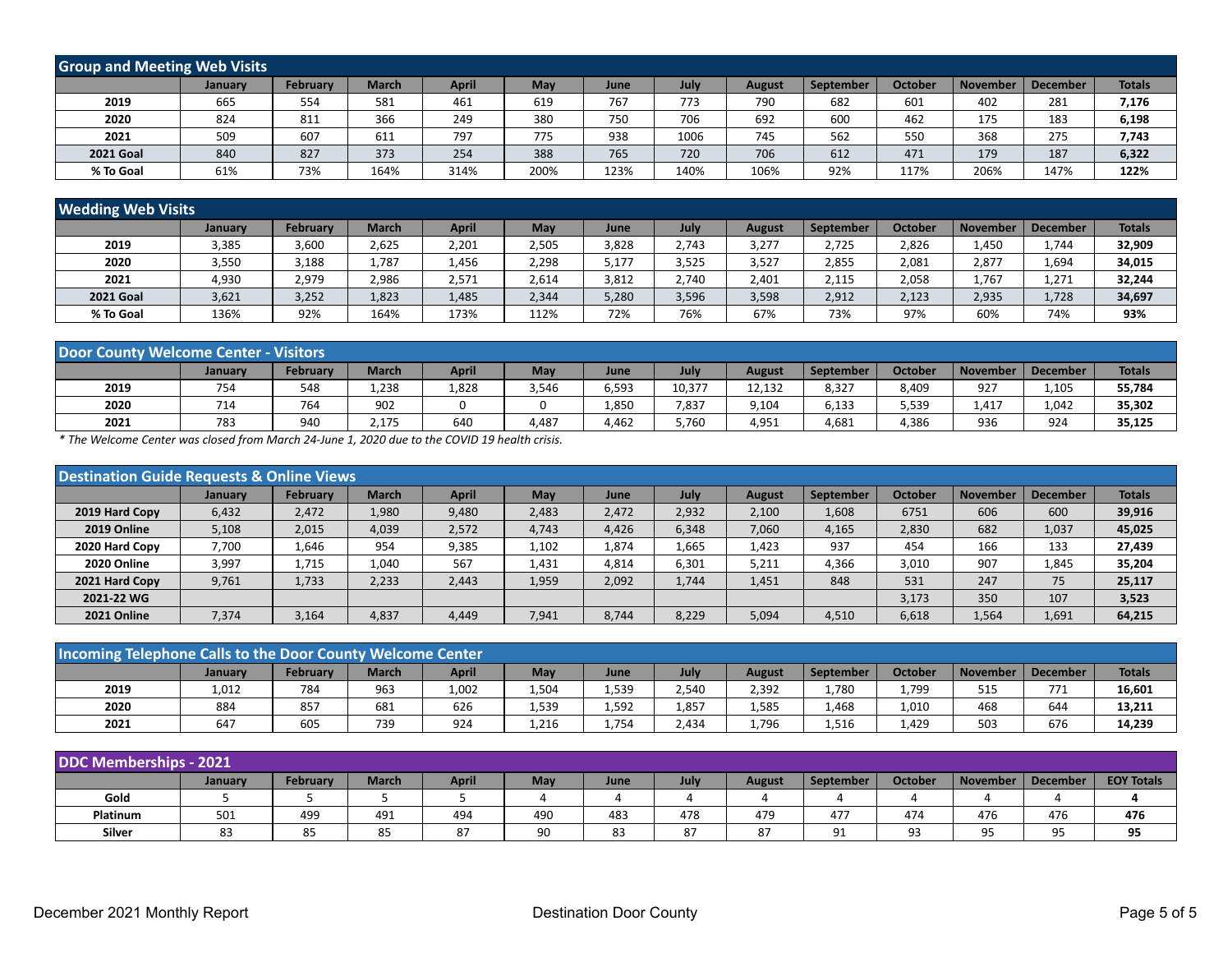## Group and Meeting Web Visits

| | January | February | March | April | May | June | July | August | September | October | November | December | Totals |
|---|---|---|---|---|---|---|---|---|---|---|---|---|---|
| **2019** | 665 | 554 | 581 | 461 | 619 | 767 | 773 | 790 | 682 | 601 | 402 | 281 | **7,176** |
| **2020** | 824 | 811 | 366 | 249 | 380 | 750 | 706 | 692 | 600 | 462 | 175 | 183 | **6,198** |
| **2021** | 509 | 607 | 611 | 797 | 775 | 938 | 1006 | 745 | 562 | 550 | 368 | 275 | **7,743** |
| **2021 Goal** | 840 | 827 | 373 | 254 | 388 | 765 | 720 | 706 | 612 | 471 | 179 | 187 | **6,322** |
| **% To Goal** | 61% | 73% | 164% | 314% | 200% | 123% | 140% | 106% | 92% | 117% | 206% | 147% | **122%** |

## Wedding Web Visits

| | January | February | March | April | May | June | July | August | September | October | November | December | Totals |
|---|---|---|---|---|---|---|---|---|---|---|---|---|---|
| **2019** | 3,385 | 3,600 | 2,625 | 2,201 | 2,505 | 3,828 | 2,743 | 3,277 | 2,725 | 2,826 | 1,450 | 1,744 | **32,909** |
| **2020** | 3,550 | 3,188 | 1,787 | 1,456 | 2,298 | 5,177 | 3,525 | 3,527 | 2,855 | 2,081 | 2,877 | 1,694 | **34,015** |
| **2021** | 4,930 | 2,979 | 2,986 | 2,571 | 2,614 | 3,812 | 2,740 | 2,401 | 2,115 | 2,058 | 1,767 | 1,271 | **32,244** |
| **2021 Goal** | 3,621 | 3,252 | 1,823 | 1,485 | 2,344 | 5,280 | 3,596 | 3,598 | 2,912 | 2,123 | 2,935 | 1,728 | **34,697** |
| **% To Goal** | 136% | 92% | 164% | 173% | 112% | 72% | 76% | 67% | 73% | 97% | 60% | 74% | **93%** |

## Door County Welcome Center - Visitors

| | January | February | March | April | May | June | July | August | September | October | November | December | Totals |
|---|---|---|---|---|---|---|---|---|---|---|---|---|---|
| **2019** | 754 | 548 | 1,238 | 1,828 | 3,546 | 6,593 | 10,377 | 12,132 | 8,327 | 8,409 | 927 | 1,105 | **55,784** |
| **2020** | 714 | 764 | 902 | 0 | 0 | 1,850 | 7,837 | 9,104 | 6,133 | 5,539 | 1,417 | 1,042 | **35,302** |
| **2021** | 783 | 940 | 2,175 | 640 | 4,487 | 4,462 | 5,760 | 4,951 | 4,681 | 4,386 | 936 | 924 | **35,125** |

*\* The Welcome Center was closed from March 24-June 1, 2020 due to the COVID 19 health crisis.*

## Destination Guide Requests & Online Views

| | January | February | March | April | May | June | July | August | September | October | November | December | Totals |
|---|---|---|---|---|---|---|---|---|---|---|---|---|---|
| **2019 Hard Copy** | 6,432 | 2,472 | 1,980 | 9,480 | 2,483 | 2,472 | 2,932 | 2,100 | 1,608 | 6751 | 606 | 600 | **39,916** |
| **2019 Online** | 5,108 | 2,015 | 4,039 | 2,572 | 4,743 | 4,426 | 6,348 | 7,060 | 4,165 | 2,830 | 682 | 1,037 | **45,025** |
| **2020 Hard Copy** | 7,700 | 1,646 | 954 | 9,385 | 1,102 | 1,874 | 1,665 | 1,423 | 937 | 454 | 166 | 133 | **27,439** |
| **2020 Online** | 3,997 | 1,715 | 1,040 | 567 | 1,431 | 4,814 | 6,301 | 5,211 | 4,366 | 3,010 | 907 | 1,845 | **35,204** |
| **2021 Hard Copy** | 9,761 | 1,733 | 2,233 | 2,443 | 1,959 | 2,092 | 1,744 | 1,451 | 848 | 531 | 247 | 75 | **25,117** |
| **2021-22 WG** | | | | | | | | | | 3,173 | 350 | 107 | **3,523** |
| **2021 Online** | 7,374 | 3,164 | 4,837 | 4,449 | 7,941 | 8,744 | 8,229 | 5,094 | 4,510 | 6,618 | 1,564 | 1,691 | **64,215** |

## Incoming Telephone Calls to the Door County Welcome Center

| | January | February | March | April | May | June | July | August | September | October | November | December | Totals |
|---|---|---|---|---|---|---|---|---|---|---|---|---|---|
| **2019** | 1,012 | 784 | 963 | 1,002 | 1,504 | 1,539 | 2,540 | 2,392 | 1,780 | 1,799 | 515 | 771 | **16,601** |
| **2020** | 884 | 857 | 681 | 626 | 1,539 | 1,592 | 1,857 | 1,585 | 1,468 | 1,010 | 468 | 644 | **13,211** |
| **2021** | 647 | 605 | 739 | 924 | 1,216 | 1,754 | 2,434 | 1,796 | 1,516 | 1,429 | 503 | 676 | **14,239** |

## DDC Memberships - 2021

| | January | February | March | April | May | June | July | August | September | October | November | December | EOY Totals |
|---|---|---|---|---|---|---|---|---|---|---|---|---|---|
| **Gold** | 5 | 5 | 5 | 5 | 4 | 4 | 4 | 4 | 4 | 4 | 4 | 4 | **4** |
| **Platinum** | 501 | 499 | 491 | 494 | 490 | 483 | 478 | 479 | 477 | 474 | 476 | 476 | **476** |
| **Silver** | 83 | 85 | 85 | 87 | 90 | 83 | 87 | 87 | 91 | 93 | 95 | 95 | **95** |